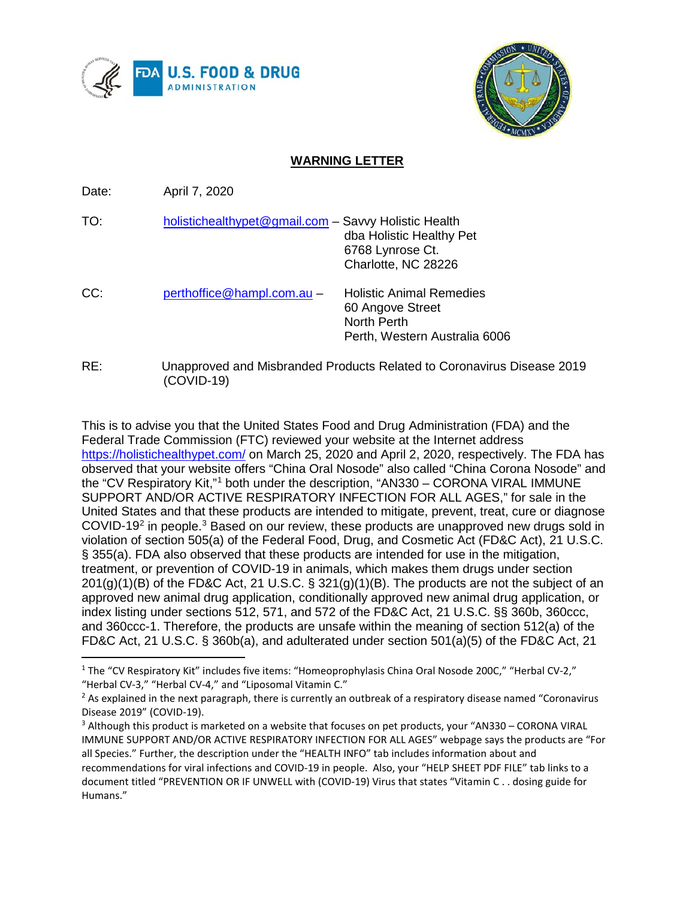## WARNING LETTER

Date: April 7, 2020

TO: holistichealthypet@gmail.com – Savvy Holistic Health
dba Holistic Healthy Pet
6768 Lynrose Ct.
Charlotte, NC 28226

CC: perthoffice@hampl.com.au – Holistic Animal Remedies
60 Angove Street
North Perth
Perth, Western Australia 6006

RE: Unapproved and Misbranded Products Related to Coronavirus Disease 2019 (COVID-19)

This is to advise you that the United States Food and Drug Administration (FDA) and the Federal Trade Commission (FTC) reviewed your website at the Internet address https://holistichealthypet.com/ on March 25, 2020 and April 2, 2020, respectively. The FDA has observed that your website offers "China Oral Nosode" also called "China Corona Nosode" and the "CV Respiratory Kit,"[1] both under the description, "AN330 – CORONA VIRAL IMMUNE SUPPORT AND/OR ACTIVE RESPIRATORY INFECTION FOR ALL AGES," for sale in the United States and that these products are intended to mitigate, prevent, treat, cure or diagnose COVID-19[2] in people.[3] Based on our review, these products are unapproved new drugs sold in violation of section 505(a) of the Federal Food, Drug, and Cosmetic Act (FD&C Act), 21 U.S.C. § 355(a). FDA also observed that these products are intended for use in the mitigation, treatment, or prevention of COVID-19 in animals, which makes them drugs under section 201(g)(1)(B) of the FD&C Act, 21 U.S.C. § 321(g)(1)(B). The products are not the subject of an approved new animal drug application, conditionally approved new animal drug application, or index listing under sections 512, 571, and 572 of the FD&C Act, 21 U.S.C. §§ 360b, 360ccc, and 360ccc-1. Therefore, the products are unsafe within the meaning of section 512(a) of the FD&C Act, 21 U.S.C. § 360b(a), and adulterated under section 501(a)(5) of the FD&C Act, 21

---

[1] The "CV Respiratory Kit" includes five items: "Homeoprophylasis China Oral Nosode 200C," "Herbal CV-2," "Herbal CV-3," "Herbal CV-4," and "Liposomal Vitamin C."

[2] As explained in the next paragraph, there is currently an outbreak of a respiratory disease named "Coronavirus Disease 2019" (COVID-19).

[3] Although this product is marketed on a website that focuses on pet products, your "AN330 – CORONA VIRAL IMMUNE SUPPORT AND/OR ACTIVE RESPIRATORY INFECTION FOR ALL AGES" webpage says the products are "For all Species." Further, the description under the "HEALTH INFO" tab includes information about and recommendations for viral infections and COVID-19 in people. Also, your "HELP SHEET PDF FILE" tab links to a document titled "PREVENTION OR IF UNWELL with (COVID-19) Virus that states "Vitamin C . . dosing guide for Humans."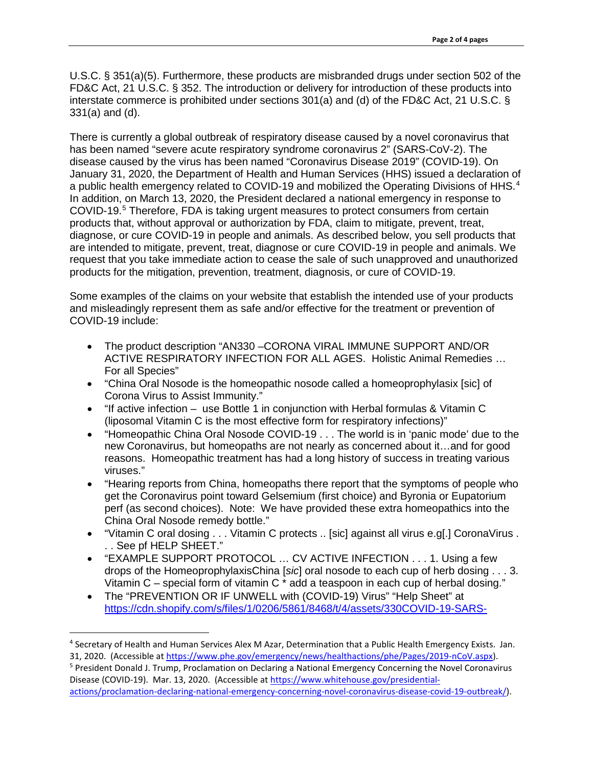U.S.C. § 351(a)(5). Furthermore, these products are misbranded drugs under section 502 of the FD&C Act, 21 U.S.C. § 352. The introduction or delivery for introduction of these products into interstate commerce is prohibited under sections 301(a) and (d) of the FD&C Act, 21 U.S.C. § 331(a) and (d).

There is currently a global outbreak of respiratory disease caused by a novel coronavirus that has been named "severe acute respiratory syndrome coronavirus 2" (SARS-CoV-2). The disease caused by the virus has been named "Coronavirus Disease 2019" (COVID-19). On January 31, 2020, the Department of Health and Human Services (HHS) issued a declaration of a public health emergency related to COVID-19 and mobilized the Operating Divisions of HHS.[4] In addition, on March 13, 2020, the President declared a national emergency in response to COVID-19.[5] Therefore, FDA is taking urgent measures to protect consumers from certain products that, without approval or authorization by FDA, claim to mitigate, prevent, treat, diagnose, or cure COVID-19 in people and animals. As described below, you sell products that are intended to mitigate, prevent, treat, diagnose or cure COVID-19 in people and animals. We request that you take immediate action to cease the sale of such unapproved and unauthorized products for the mitigation, prevention, treatment, diagnosis, or cure of COVID-19.

Some examples of the claims on your website that establish the intended use of your products and misleadingly represent them as safe and/or effective for the treatment or prevention of COVID-19 include:

- The product description "AN330 –CORONA VIRAL IMMUNE SUPPORT AND/OR ACTIVE RESPIRATORY INFECTION FOR ALL AGES. Holistic Animal Remedies … For all Species"
- "China Oral Nosode is the homeopathic nosode called a homeoprophylaxix [sic] of Corona Virus to Assist Immunity."
- "If active infection – use Bottle 1 in conjunction with Herbal formulas & Vitamin C (liposomal Vitamin C is the most effective form for respiratory infections)"
- "Homeopathic China Oral Nosode COVID-19 . . . The world is in 'panic mode' due to the new Coronavirus, but homeopaths are not nearly as concerned about it…and for good reasons. Homeopathic treatment has had a long history of success in treating various viruses."
- "Hearing reports from China, homeopaths there report that the symptoms of people who get the Coronavirus point toward Gelsemium (first choice) and Byronia or Eupatorium perf (as second choices). Note: We have provided these extra homeopathics into the China Oral Nosode remedy bottle."
- "Vitamin C oral dosing . . . Vitamin C protects .. [sic] against all virus e.g[.] CoronaVirus . . . See pf HELP SHEET."
- "EXAMPLE SUPPORT PROTOCOL … CV ACTIVE INFECTION . . . 1. Using a few drops of the HomeoprophylaxisChina [*sic*] oral nosode to each cup of herb dosing . . . 3. Vitamin C – special form of vitamin C * add a teaspoon in each cup of herbal dosing."
- The "PREVENTION OR IF UNWELL with (COVID-19) Virus" "Help Sheet" at https://cdn.shopify.com/s/files/1/0206/5861/8468/t/4/assets/330COVID-19-SARS-

---

[4] Secretary of Health and Human Services Alex M Azar, Determination that a Public Health Emergency Exists. Jan. 31, 2020. (Accessible at https://www.phe.gov/emergency/news/healthactions/phe/Pages/2019-nCoV.aspx).

[5] President Donald J. Trump, Proclamation on Declaring a National Emergency Concerning the Novel Coronavirus Disease (COVID-19). Mar. 13, 2020. (Accessible at https://www.whitehouse.gov/presidential-actions/proclamation-declaring-national-emergency-concerning-novel-coronavirus-disease-covid-19-outbreak/).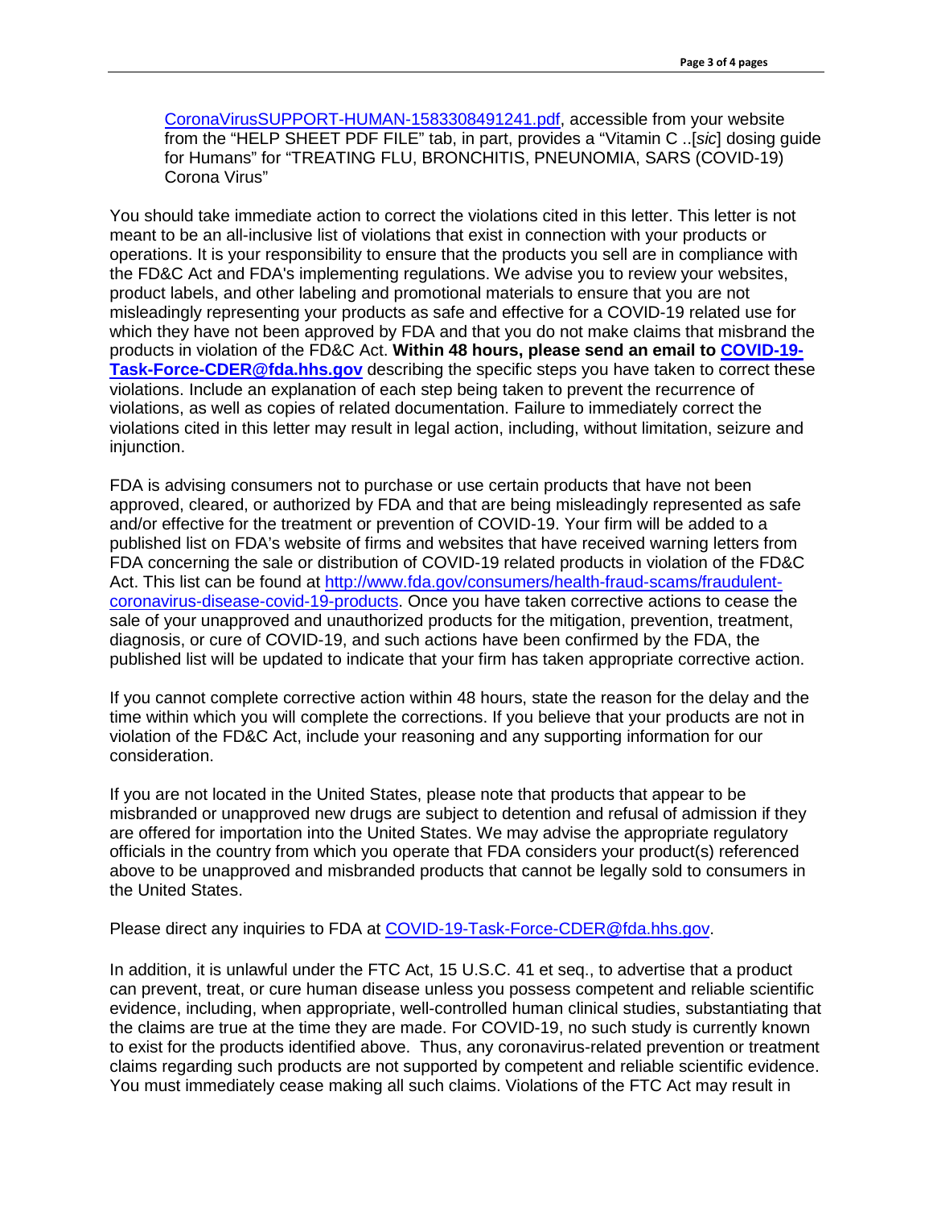CoronaVirusSUPPORT-HUMAN-1583308491241.pdf, accessible from your website from the "HELP SHEET PDF FILE" tab, in part, provides a "Vitamin C ..[*sic*] dosing guide for Humans" for "TREATING FLU, BRONCHITIS, PNEUNOMIA, SARS (COVID-19) Corona Virus"

You should take immediate action to correct the violations cited in this letter. This letter is not meant to be an all-inclusive list of violations that exist in connection with your products or operations. It is your responsibility to ensure that the products you sell are in compliance with the FD&C Act and FDA's implementing regulations. We advise you to review your websites, product labels, and other labeling and promotional materials to ensure that you are not misleadingly representing your products as safe and effective for a COVID-19 related use for which they have not been approved by FDA and that you do not make claims that misbrand the products in violation of the FD&C Act. **Within 48 hours, please send an email to COVID-19-Task-Force-CDER@fda.hhs.gov** describing the specific steps you have taken to correct these violations. Include an explanation of each step being taken to prevent the recurrence of violations, as well as copies of related documentation. Failure to immediately correct the violations cited in this letter may result in legal action, including, without limitation, seizure and injunction.

FDA is advising consumers not to purchase or use certain products that have not been approved, cleared, or authorized by FDA and that are being misleadingly represented as safe and/or effective for the treatment or prevention of COVID-19. Your firm will be added to a published list on FDA's website of firms and websites that have received warning letters from FDA concerning the sale or distribution of COVID-19 related products in violation of the FD&C Act. This list can be found at http://www.fda.gov/consumers/health-fraud-scams/fraudulent-coronavirus-disease-covid-19-products. Once you have taken corrective actions to cease the sale of your unapproved and unauthorized products for the mitigation, prevention, treatment, diagnosis, or cure of COVID-19, and such actions have been confirmed by the FDA, the published list will be updated to indicate that your firm has taken appropriate corrective action.

If you cannot complete corrective action within 48 hours, state the reason for the delay and the time within which you will complete the corrections. If you believe that your products are not in violation of the FD&C Act, include your reasoning and any supporting information for our consideration.

If you are not located in the United States, please note that products that appear to be misbranded or unapproved new drugs are subject to detention and refusal of admission if they are offered for importation into the United States. We may advise the appropriate regulatory officials in the country from which you operate that FDA considers your product(s) referenced above to be unapproved and misbranded products that cannot be legally sold to consumers in the United States.

Please direct any inquiries to FDA at COVID-19-Task-Force-CDER@fda.hhs.gov.

In addition, it is unlawful under the FTC Act, 15 U.S.C. 41 et seq., to advertise that a product can prevent, treat, or cure human disease unless you possess competent and reliable scientific evidence, including, when appropriate, well-controlled human clinical studies, substantiating that the claims are true at the time they are made. For COVID-19, no such study is currently known to exist for the products identified above. Thus, any coronavirus-related prevention or treatment claims regarding such products are not supported by competent and reliable scientific evidence. You must immediately cease making all such claims. Violations of the FTC Act may result in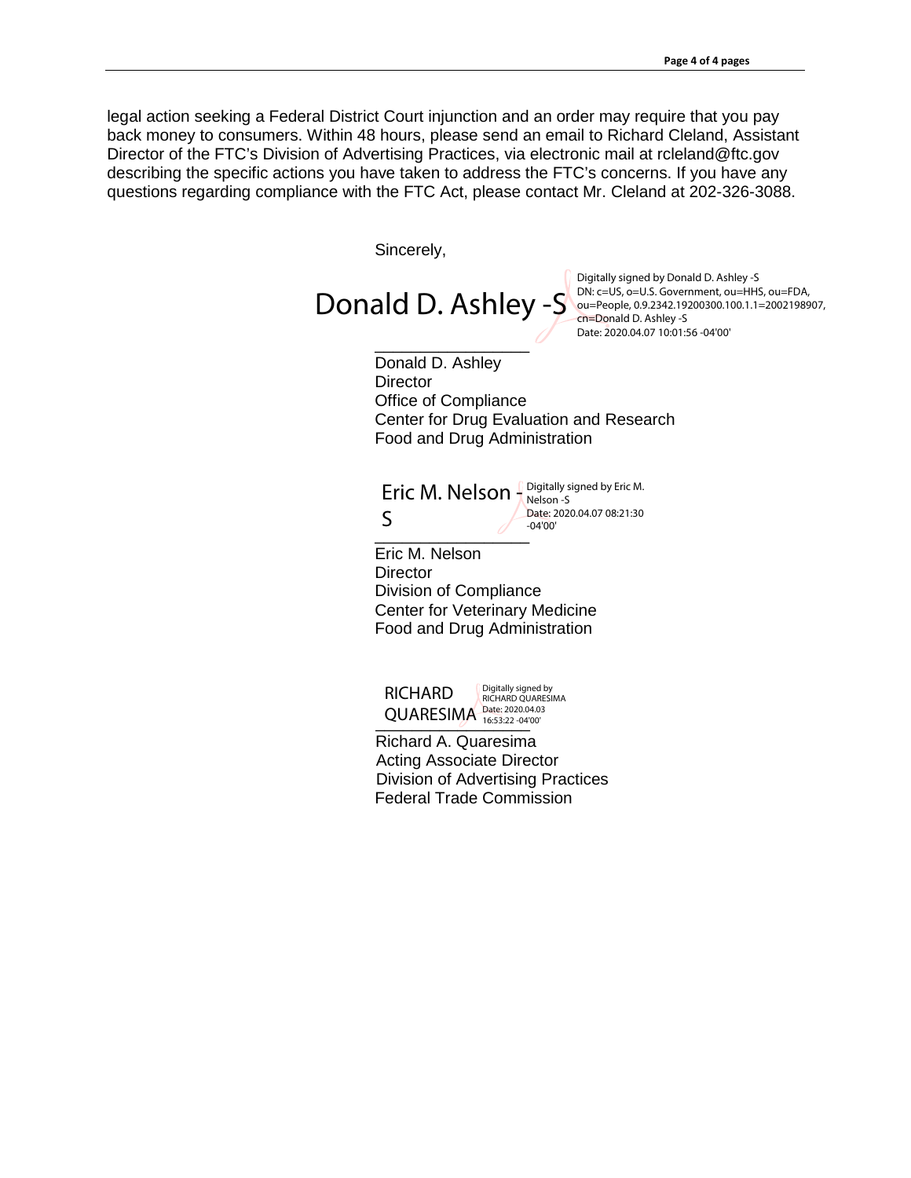legal action seeking a Federal District Court injunction and an order may require that you pay back money to consumers. Within 48 hours, please send an email to Richard Cleland, Assistant Director of the FTC's Division of Advertising Practices, via electronic mail at rcleland@ftc.gov describing the specific actions you have taken to address the FTC's concerns. If you have any questions regarding compliance with the FTC Act, please contact Mr. Cleland at 202-326-3088.

Sincerely,

Donald D. Ashley -S

Digitally signed by Donald D. Ashley -S
DN: c=US, o=U.S. Government, ou=HHS, ou=FDA, ou=People, 0.9.2342.19200300.100.1.1=2002198907, cn=Donald D. Ashley -S
Date: 2020.04.07 10:01:56 -04'00'

Donald D. Ashley
Director
Office of Compliance
Center for Drug Evaluation and Research
Food and Drug Administration

Eric M. Nelson -S

Digitally signed by Eric M. Nelson -S
Date: 2020.04.07 08:21:30 -04'00'

Eric M. Nelson
Director
Division of Compliance
Center for Veterinary Medicine
Food and Drug Administration

RICHARD QUARESIMA

Digitally signed by RICHARD QUARESIMA
Date: 2020.04.03 16:53:22 -04'00'

Richard A. Quaresima
Acting Associate Director
Division of Advertising Practices
Federal Trade Commission